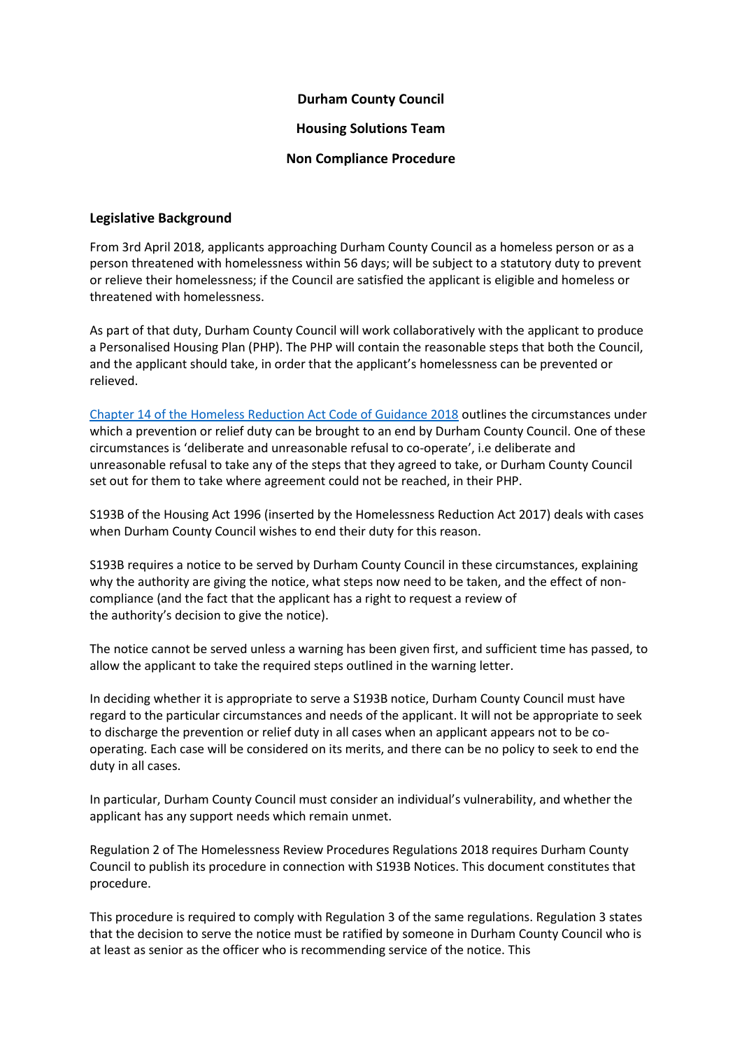**Durham County Council**

**Housing Solutions Team**

**Non Compliance Procedure**

## Legislative Background

From 3rd April 2018, applicants approaching Durham County Council as a homeless person or as a person threatened with homelessness within 56 days; will be subject to a statutory duty to prevent or relieve their homelessness; if the Council are satisfied the applicant is eligible and homeless or threatened with homelessness.

As part of that duty, Durham County Council will work collaboratively with the applicant to produce a Personalised Housing Plan (PHP). The PHP will contain the reasonable steps that both the Council, and the applicant should take, in order that the applicant's homelessness can be prevented or relieved.

[Chapter 14 of the Homeless Reduction Act Code of Guidance 2018] outlines the circumstances under which a prevention or relief duty can be brought to an end by Durham County Council. One of these circumstances is 'deliberate and unreasonable refusal to co-operate', i.e deliberate and unreasonable refusal to take any of the steps that they agreed to take, or Durham County Council set out for them to take where agreement could not be reached, in their PHP.

S193B of the Housing Act 1996 (inserted by the Homelessness Reduction Act 2017) deals with cases when Durham County Council wishes to end their duty for this reason.

S193B requires a notice to be served by Durham County Council in these circumstances, explaining why the authority are giving the notice, what steps now need to be taken, and the effect of non-compliance (and the fact that the applicant has a right to request a review of the authority's decision to give the notice).

The notice cannot be served unless a warning has been given first, and sufficient time has passed, to allow the applicant to take the required steps outlined in the warning letter.

In deciding whether it is appropriate to serve a S193B notice, Durham County Council must have regard to the particular circumstances and needs of the applicant. It will not be appropriate to seek to discharge the prevention or relief duty in all cases when an applicant appears not to be co-operating. Each case will be considered on its merits, and there can be no policy to seek to end the duty in all cases.

In particular, Durham County Council must consider an individual's vulnerability, and whether the applicant has any support needs which remain unmet.

Regulation 2 of The Homelessness Review Procedures Regulations 2018 requires Durham County Council to publish its procedure in connection with S193B Notices. This document constitutes that procedure.

This procedure is required to comply with Regulation 3 of the same regulations. Regulation 3 states that the decision to serve the notice must be ratified by someone in Durham County Council who is at least as senior as the officer who is recommending service of the notice. This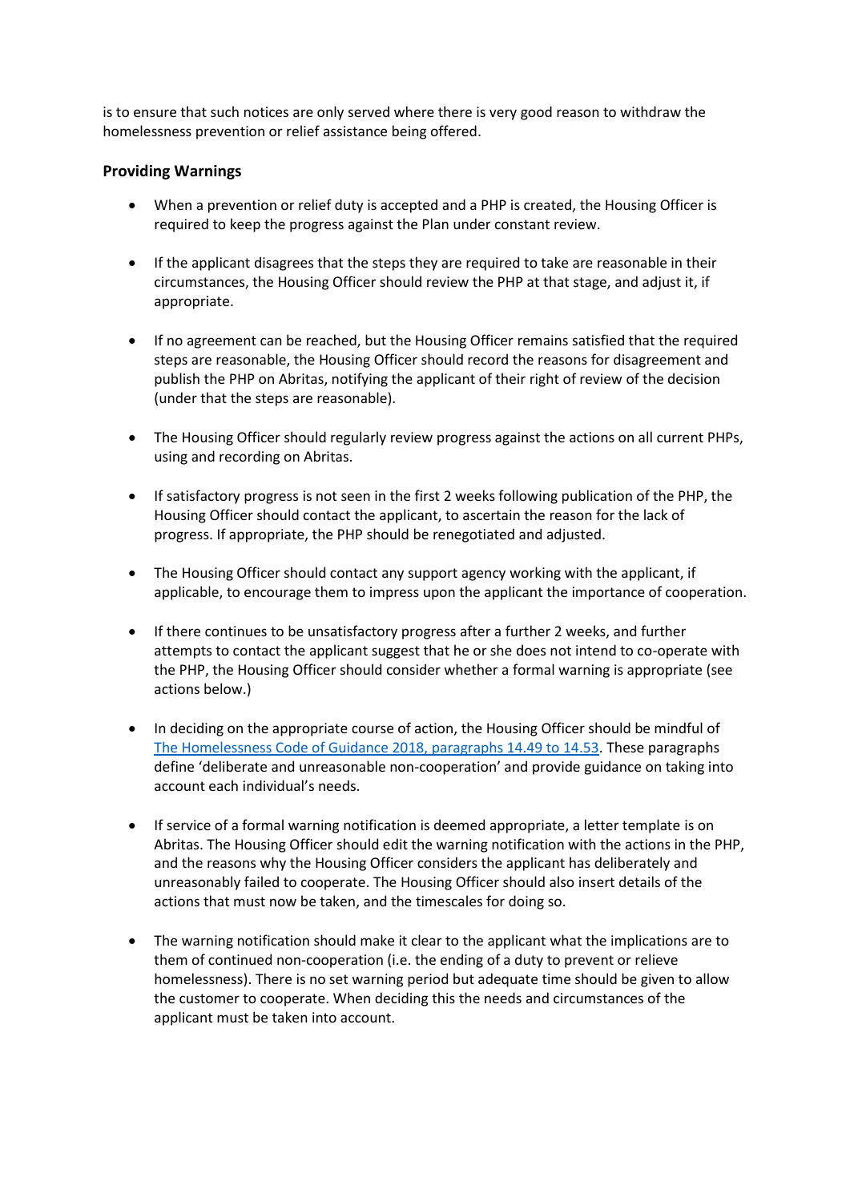is to ensure that such notices are only served where there is very good reason to withdraw the homelessness prevention or relief assistance being offered.

**Providing Warnings**

- When a prevention or relief duty is accepted and a PHP is created, the Housing Officer is required to keep the progress against the Plan under constant review.

- If the applicant disagrees that the steps they are required to take are reasonable in their circumstances, the Housing Officer should review the PHP at that stage, and adjust it, if appropriate.

- If no agreement can be reached, but the Housing Officer remains satisfied that the required steps are reasonable, the Housing Officer should record the reasons for disagreement and publish the PHP on Abritas, notifying the applicant of their right of review of the decision (under that the steps are reasonable).

- The Housing Officer should regularly review progress against the actions on all current PHPs, using and recording on Abritas.

- If satisfactory progress is not seen in the first 2 weeks following publication of the PHP, the Housing Officer should contact the applicant, to ascertain the reason for the lack of progress. If appropriate, the PHP should be renegotiated and adjusted.

- The Housing Officer should contact any support agency working with the applicant, if applicable, to encourage them to impress upon the applicant the importance of cooperation.

- If there continues to be unsatisfactory progress after a further 2 weeks, and further attempts to contact the applicant suggest that he or she does not intend to co-operate with the PHP, the Housing Officer should consider whether a formal warning is appropriate (see actions below.)

- In deciding on the appropriate course of action, the Housing Officer should be mindful of [The Homelessness Code of Guidance 2018, paragraphs 14.49 to 14.53](). These paragraphs define 'deliberate and unreasonable non-cooperation' and provide guidance on taking into account each individual's needs.

- If service of a formal warning notification is deemed appropriate, a letter template is on Abritas. The Housing Officer should edit the warning notification with the actions in the PHP, and the reasons why the Housing Officer considers the applicant has deliberately and unreasonably failed to cooperate. The Housing Officer should also insert details of the actions that must now be taken, and the timescales for doing so.

- The warning notification should make it clear to the applicant what the implications are to them of continued non-cooperation (i.e. the ending of a duty to prevent or relieve homelessness). There is no set warning period but adequate time should be given to allow the customer to cooperate. When deciding this the needs and circumstances of the applicant must be taken into account.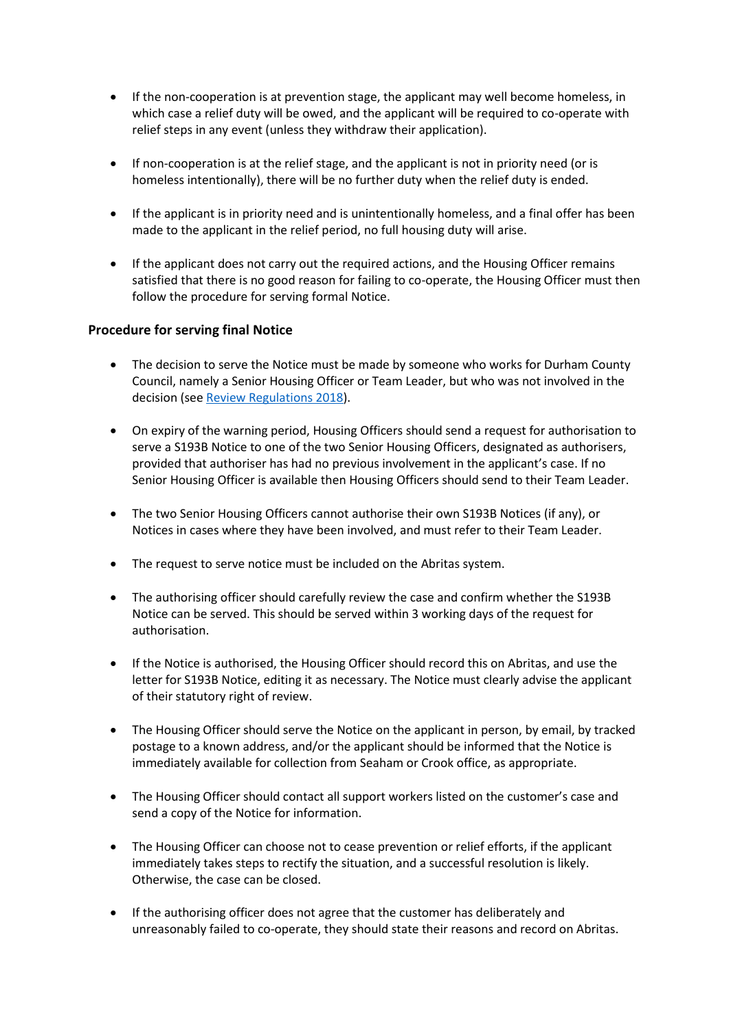- If the non-cooperation is at prevention stage, the applicant may well become homeless, in which case a relief duty will be owed, and the applicant will be required to co-operate with relief steps in any event (unless they withdraw their application).

- If non-cooperation is at the relief stage, and the applicant is not in priority need (or is homeless intentionally), there will be no further duty when the relief duty is ended.

- If the applicant is in priority need and is unintentionally homeless, and a final offer has been made to the applicant in the relief period, no full housing duty will arise.

- If the applicant does not carry out the required actions, and the Housing Officer remains satisfied that there is no good reason for failing to co-operate, the Housing Officer must then follow the procedure for serving formal Notice.

### Procedure for serving final Notice

- The decision to serve the Notice must be made by someone who works for Durham County Council, namely a Senior Housing Officer or Team Leader, but who was not involved in the decision (see Review Regulations 2018).

- On expiry of the warning period, Housing Officers should send a request for authorisation to serve a S193B Notice to one of the two Senior Housing Officers, designated as authorisers, provided that authoriser has had no previous involvement in the applicant's case. If no Senior Housing Officer is available then Housing Officers should send to their Team Leader.

- The two Senior Housing Officers cannot authorise their own S193B Notices (if any), or Notices in cases where they have been involved, and must refer to their Team Leader.

- The request to serve notice must be included on the Abritas system.

- The authorising officer should carefully review the case and confirm whether the S193B Notice can be served. This should be served within 3 working days of the request for authorisation.

- If the Notice is authorised, the Housing Officer should record this on Abritas, and use the letter for S193B Notice, editing it as necessary. The Notice must clearly advise the applicant of their statutory right of review.

- The Housing Officer should serve the Notice on the applicant in person, by email, by tracked postage to a known address, and/or the applicant should be informed that the Notice is immediately available for collection from Seaham or Crook office, as appropriate.

- The Housing Officer should contact all support workers listed on the customer's case and send a copy of the Notice for information.

- The Housing Officer can choose not to cease prevention or relief efforts, if the applicant immediately takes steps to rectify the situation, and a successful resolution is likely. Otherwise, the case can be closed.

- If the authorising officer does not agree that the customer has deliberately and unreasonably failed to co-operate, they should state their reasons and record on Abritas.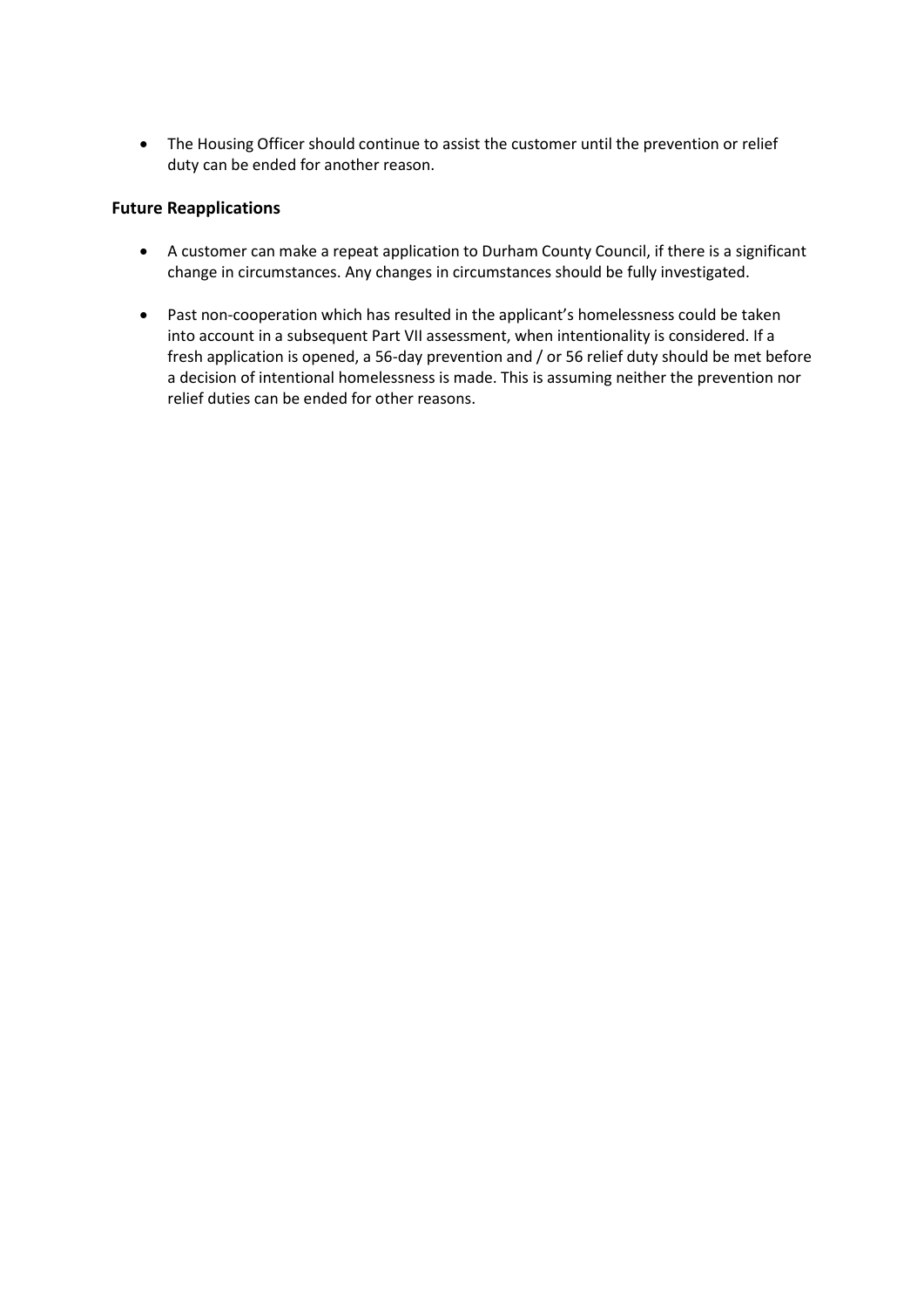- The Housing Officer should continue to assist the customer until the prevention or relief duty can be ended for another reason.

## Future Reapplications

- A customer can make a repeat application to Durham County Council, if there is a significant change in circumstances. Any changes in circumstances should be fully investigated.

- Past non-cooperation which has resulted in the applicant's homelessness could be taken into account in a subsequent Part VII assessment, when intentionality is considered. If a fresh application is opened, a 56-day prevention and / or 56 relief duty should be met before a decision of intentional homelessness is made. This is assuming neither the prevention nor relief duties can be ended for other reasons.